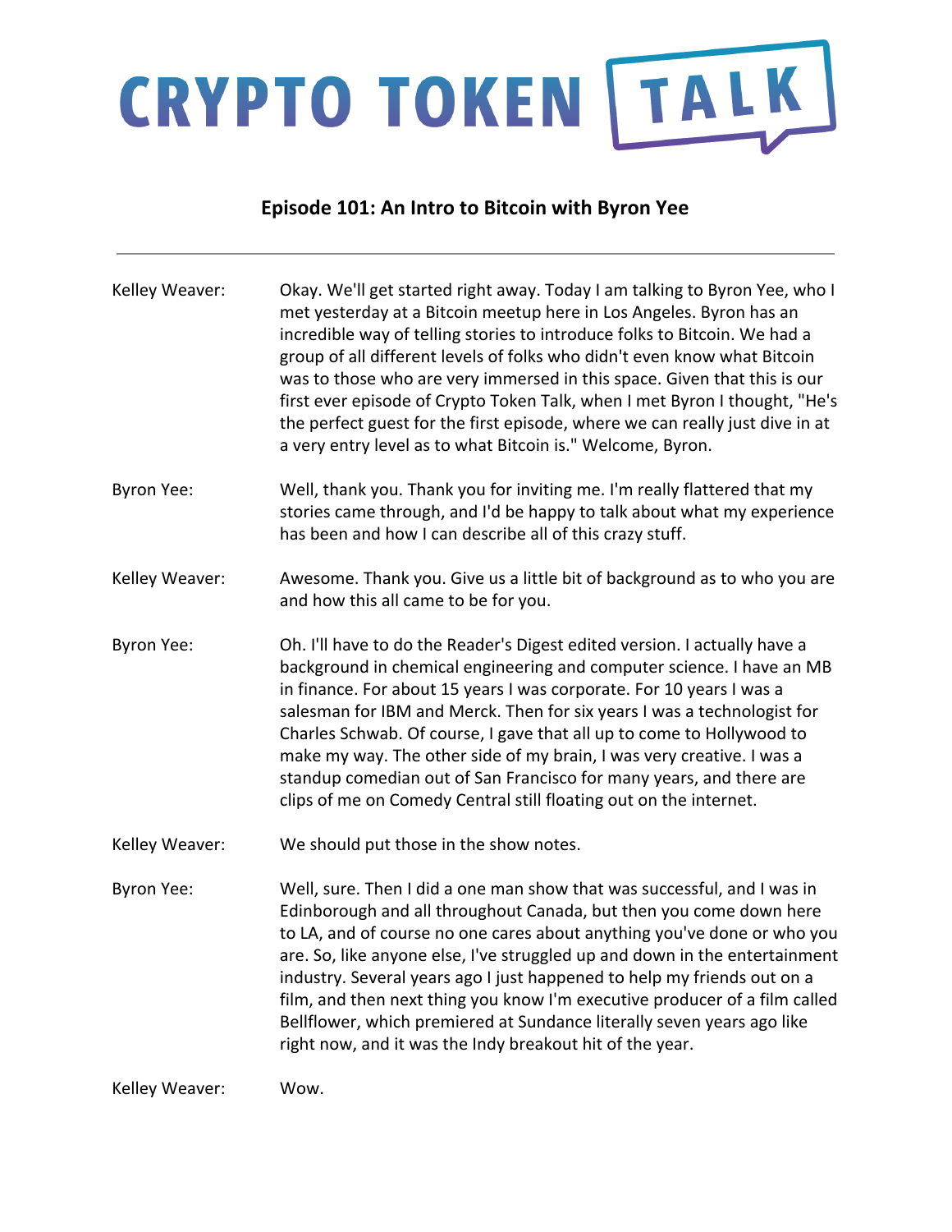# CRYPTO TOKEN TALK

## Episode 101: An Intro to Bitcoin with Byron Yee

---

**Kelley Weaver:** Okay. We'll get started right away. Today I am talking to Byron Yee, who I met yesterday at a Bitcoin meetup here in Los Angeles. Byron has an incredible way of telling stories to introduce folks to Bitcoin. We had a group of all different levels of folks who didn't even know what Bitcoin was to those who are very immersed in this space. Given that this is our first ever episode of Crypto Token Talk, when I met Byron I thought, "He's the perfect guest for the first episode, where we can really just dive in at a very entry level as to what Bitcoin is." Welcome, Byron.

**Byron Yee:** Well, thank you. Thank you for inviting me. I'm really flattered that my stories came through, and I'd be happy to talk about what my experience has been and how I can describe all of this crazy stuff.

**Kelley Weaver:** Awesome. Thank you. Give us a little bit of background as to who you are and how this all came to be for you.

**Byron Yee:** Oh. I'll have to do the Reader's Digest edited version. I actually have a background in chemical engineering and computer science. I have an MB in finance. For about 15 years I was corporate. For 10 years I was a salesman for IBM and Merck. Then for six years I was a technologist for Charles Schwab. Of course, I gave that all up to come to Hollywood to make my way. The other side of my brain, I was very creative. I was a standup comedian out of San Francisco for many years, and there are clips of me on Comedy Central still floating out on the internet.

**Kelley Weaver:** We should put those in the show notes.

**Byron Yee:** Well, sure. Then I did a one man show that was successful, and I was in Edinborough and all throughout Canada, but then you come down here to LA, and of course no one cares about anything you've done or who you are. So, like anyone else, I've struggled up and down in the entertainment industry. Several years ago I just happened to help my friends out on a film, and then next thing you know I'm executive producer of a film called Bellflower, which premiered at Sundance literally seven years ago like right now, and it was the Indy breakout hit of the year.

**Kelley Weaver:** Wow.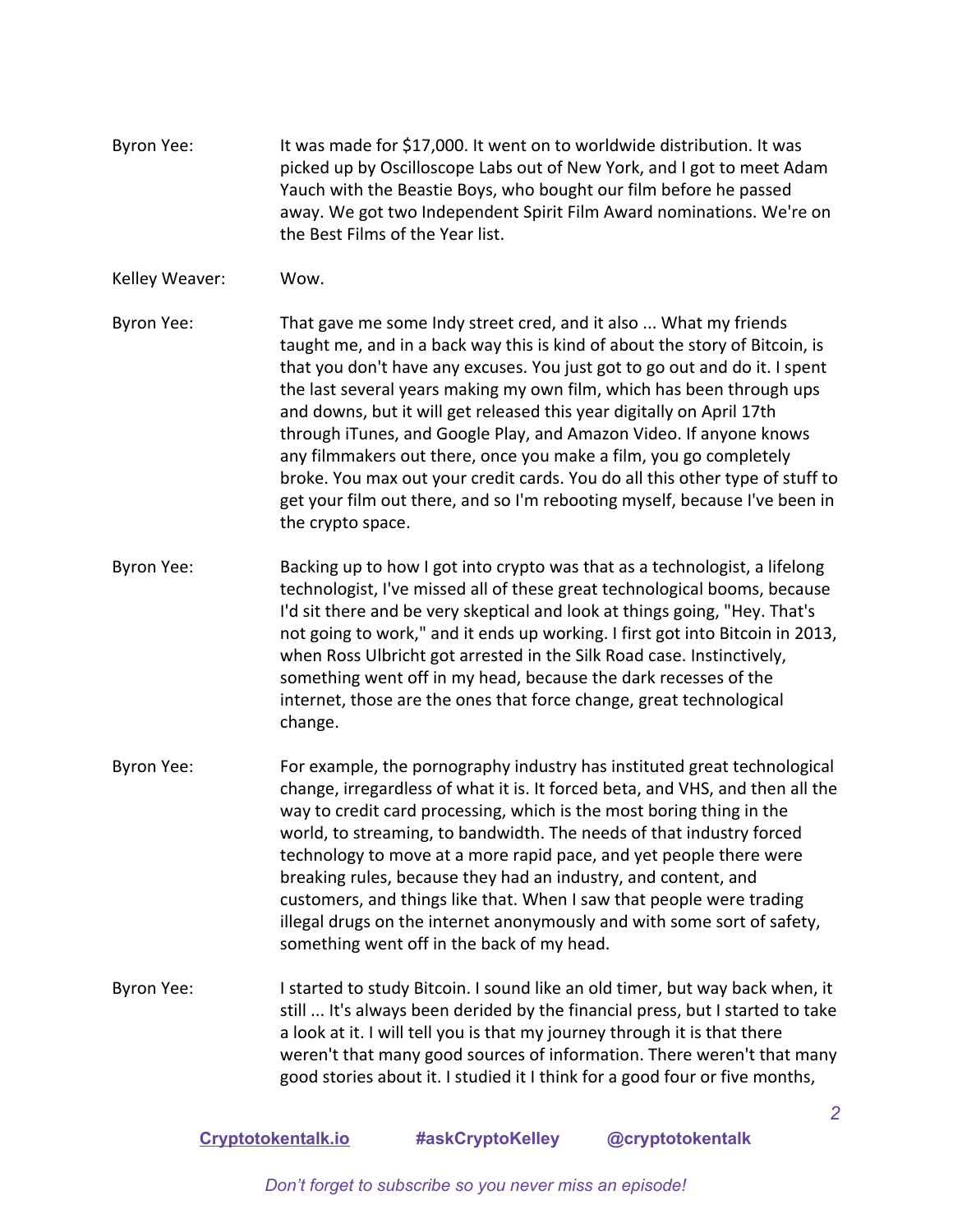Byron Yee: It was made for $17,000. It went on to worldwide distribution. It was picked up by Oscilloscope Labs out of New York, and I got to meet Adam Yauch with the Beastie Boys, who bought our film before he passed away. We got two Independent Spirit Film Award nominations. We're on the Best Films of the Year list.

Kelley Weaver: Wow.

Byron Yee: That gave me some Indy street cred, and it also ... What my friends taught me, and in a back way this is kind of about the story of Bitcoin, is that you don't have any excuses. You just got to go out and do it. I spent the last several years making my own film, which has been through ups and downs, but it will get released this year digitally on April 17th through iTunes, and Google Play, and Amazon Video. If anyone knows any filmmakers out there, once you make a film, you go completely broke. You max out your credit cards. You do all this other type of stuff to get your film out there, and so I'm rebooting myself, because I've been in the crypto space.

Byron Yee: Backing up to how I got into crypto was that as a technologist, a lifelong technologist, I've missed all of these great technological booms, because I'd sit there and be very skeptical and look at things going, "Hey. That's not going to work," and it ends up working. I first got into Bitcoin in 2013, when Ross Ulbricht got arrested in the Silk Road case. Instinctively, something went off in my head, because the dark recesses of the internet, those are the ones that force change, great technological change.

Byron Yee: For example, the pornography industry has instituted great technological change, irregardless of what it is. It forced beta, and VHS, and then all the way to credit card processing, which is the most boring thing in the world, to streaming, to bandwidth. The needs of that industry forced technology to move at a more rapid pace, and yet people there were breaking rules, because they had an industry, and content, and customers, and things like that. When I saw that people were trading illegal drugs on the internet anonymously and with some sort of safety, something went off in the back of my head.

Byron Yee: I started to study Bitcoin. I sound like an old timer, but way back when, it still ... It's always been derided by the financial press, but I started to take a look at it. I will tell you is that my journey through it is that there weren't that many good sources of information. There weren't that many good stories about it. I studied it I think for a good four or five months,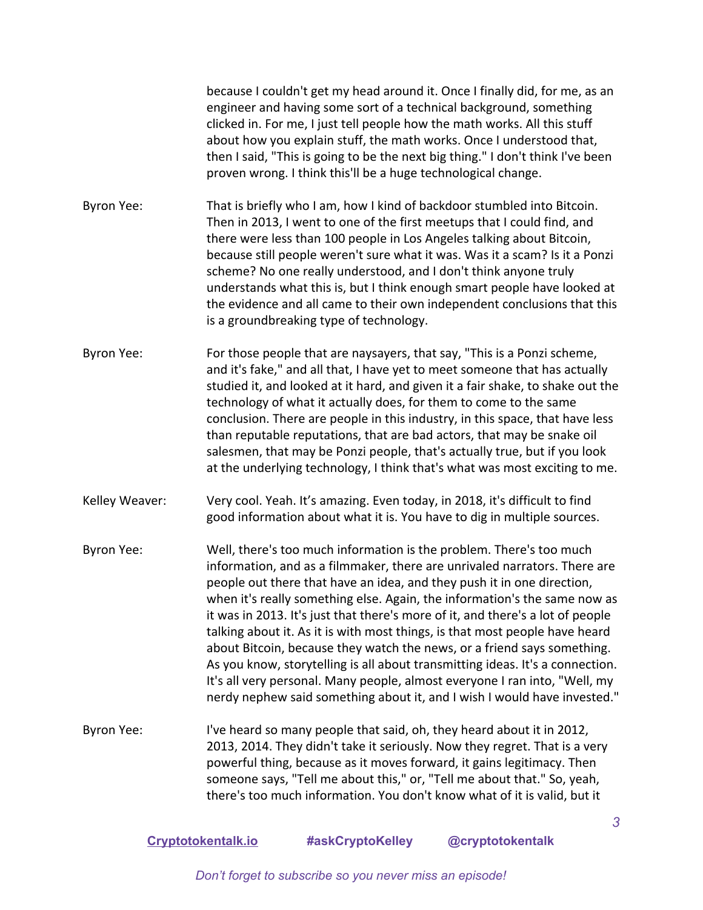because I couldn't get my head around it. Once I finally did, for me, as an engineer and having some sort of a technical background, something clicked in. For me, I just tell people how the math works. All this stuff about how you explain stuff, the math works. Once I understood that, then I said, "This is going to be the next big thing." I don't think I've been proven wrong. I think this'll be a huge technological change.

**Byron Yee:** That is briefly who I am, how I kind of backdoor stumbled into Bitcoin. Then in 2013, I went to one of the first meetups that I could find, and there were less than 100 people in Los Angeles talking about Bitcoin, because still people weren't sure what it was. Was it a scam? Is it a Ponzi scheme? No one really understood, and I don't think anyone truly understands what this is, but I think enough smart people have looked at the evidence and all came to their own independent conclusions that this is a groundbreaking type of technology.

**Byron Yee:** For those people that are naysayers, that say, "This is a Ponzi scheme, and it's fake," and all that, I have yet to meet someone that has actually studied it, and looked at it hard, and given it a fair shake, to shake out the technology of what it actually does, for them to come to the same conclusion. There are people in this industry, in this space, that have less than reputable reputations, that are bad actors, that may be snake oil salesmen, that may be Ponzi people, that's actually true, but if you look at the underlying technology, I think that's what was most exciting to me.

**Kelley Weaver:** Very cool. Yeah. It's amazing. Even today, in 2018, it's difficult to find good information about what it is. You have to dig in multiple sources.

**Byron Yee:** Well, there's too much information is the problem. There's too much information, and as a filmmaker, there are unrivaled narrators. There are people out there that have an idea, and they push it in one direction, when it's really something else. Again, the information's the same now as it was in 2013. It's just that there's more of it, and there's a lot of people talking about it. As it is with most things, is that most people have heard about Bitcoin, because they watch the news, or a friend says something. As you know, storytelling is all about transmitting ideas. It's a connection. It's all very personal. Many people, almost everyone I ran into, "Well, my nerdy nephew said something about it, and I wish I would have invested."

**Byron Yee:** I've heard so many people that said, oh, they heard about it in 2012, 2013, 2014. They didn't take it seriously. Now they regret. That is a very powerful thing, because as it moves forward, it gains legitimacy. Then someone says, "Tell me about this," or, "Tell me about that." So, yeah, there's too much information. You don't know what of it is valid, but it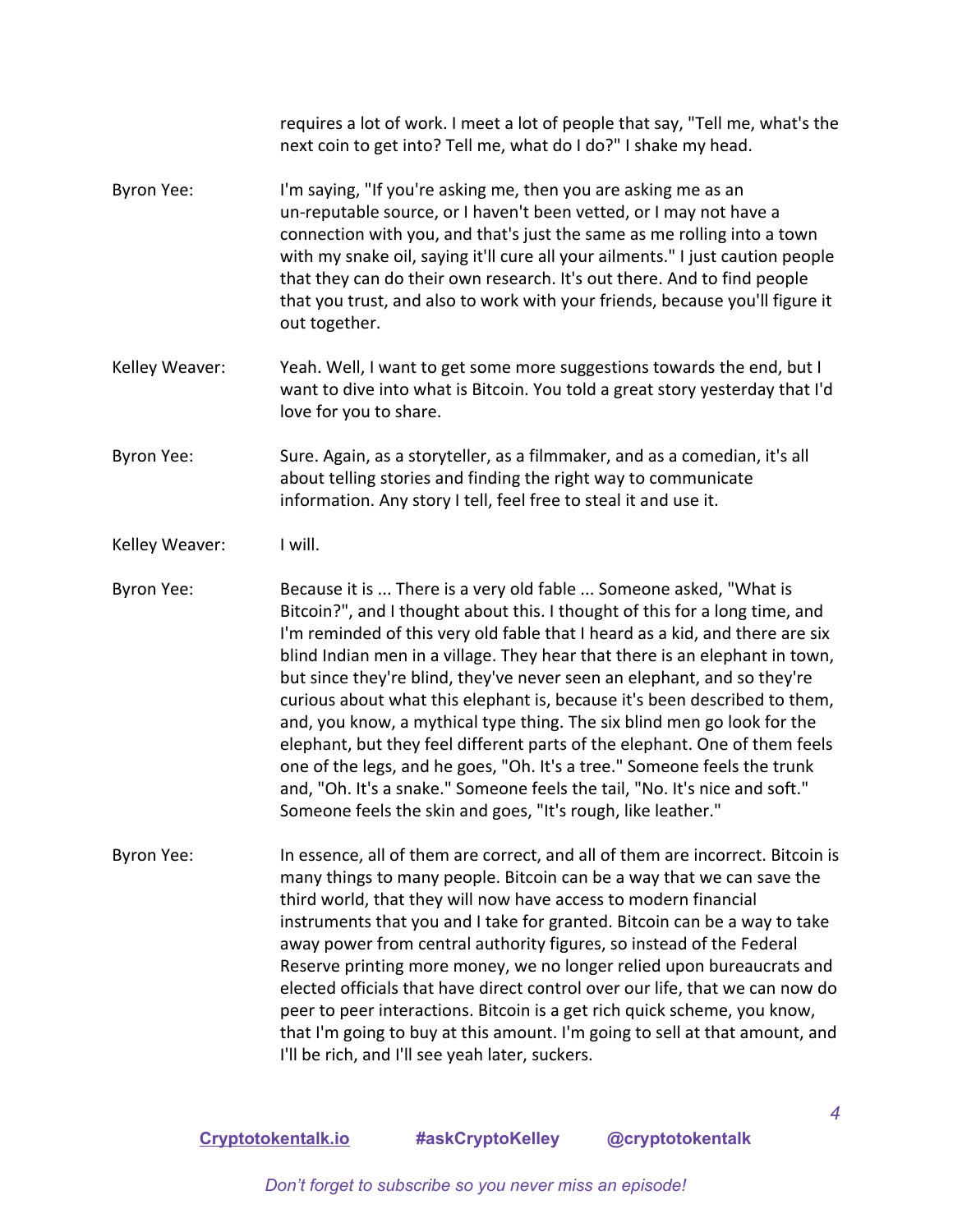requires a lot of work. I meet a lot of people that say, "Tell me, what's the next coin to get into? Tell me, what do I do?" I shake my head.

**Byron Yee:** I'm saying, "If you're asking me, then you are asking me as an un-reputable source, or I haven't been vetted, or I may not have a connection with you, and that's just the same as me rolling into a town with my snake oil, saying it'll cure all your ailments." I just caution people that they can do their own research. It's out there. And to find people that you trust, and also to work with your friends, because you'll figure it out together.

**Kelley Weaver:** Yeah. Well, I want to get some more suggestions towards the end, but I want to dive into what is Bitcoin. You told a great story yesterday that I'd love for you to share.

**Byron Yee:** Sure. Again, as a storyteller, as a filmmaker, and as a comedian, it's all about telling stories and finding the right way to communicate information. Any story I tell, feel free to steal it and use it.

**Kelley Weaver:** I will.

**Byron Yee:** Because it is ... There is a very old fable ... Someone asked, "What is Bitcoin?", and I thought about this. I thought of this for a long time, and I'm reminded of this very old fable that I heard as a kid, and there are six blind Indian men in a village. They hear that there is an elephant in town, but since they're blind, they've never seen an elephant, and so they're curious about what this elephant is, because it's been described to them, and, you know, a mythical type thing. The six blind men go look for the elephant, but they feel different parts of the elephant. One of them feels one of the legs, and he goes, "Oh. It's a tree." Someone feels the trunk and, "Oh. It's a snake." Someone feels the tail, "No. It's nice and soft." Someone feels the skin and goes, "It's rough, like leather."

**Byron Yee:** In essence, all of them are correct, and all of them are incorrect. Bitcoin is many things to many people. Bitcoin can be a way that we can save the third world, that they will now have access to modern financial instruments that you and I take for granted. Bitcoin can be a way to take away power from central authority figures, so instead of the Federal Reserve printing more money, we no longer relied upon bureaucrats and elected officials that have direct control over our life, that we can now do peer to peer interactions. Bitcoin is a get rich quick scheme, you know, that I'm going to buy at this amount. I'm going to sell at that amount, and I'll be rich, and I'll see yeah later, suckers.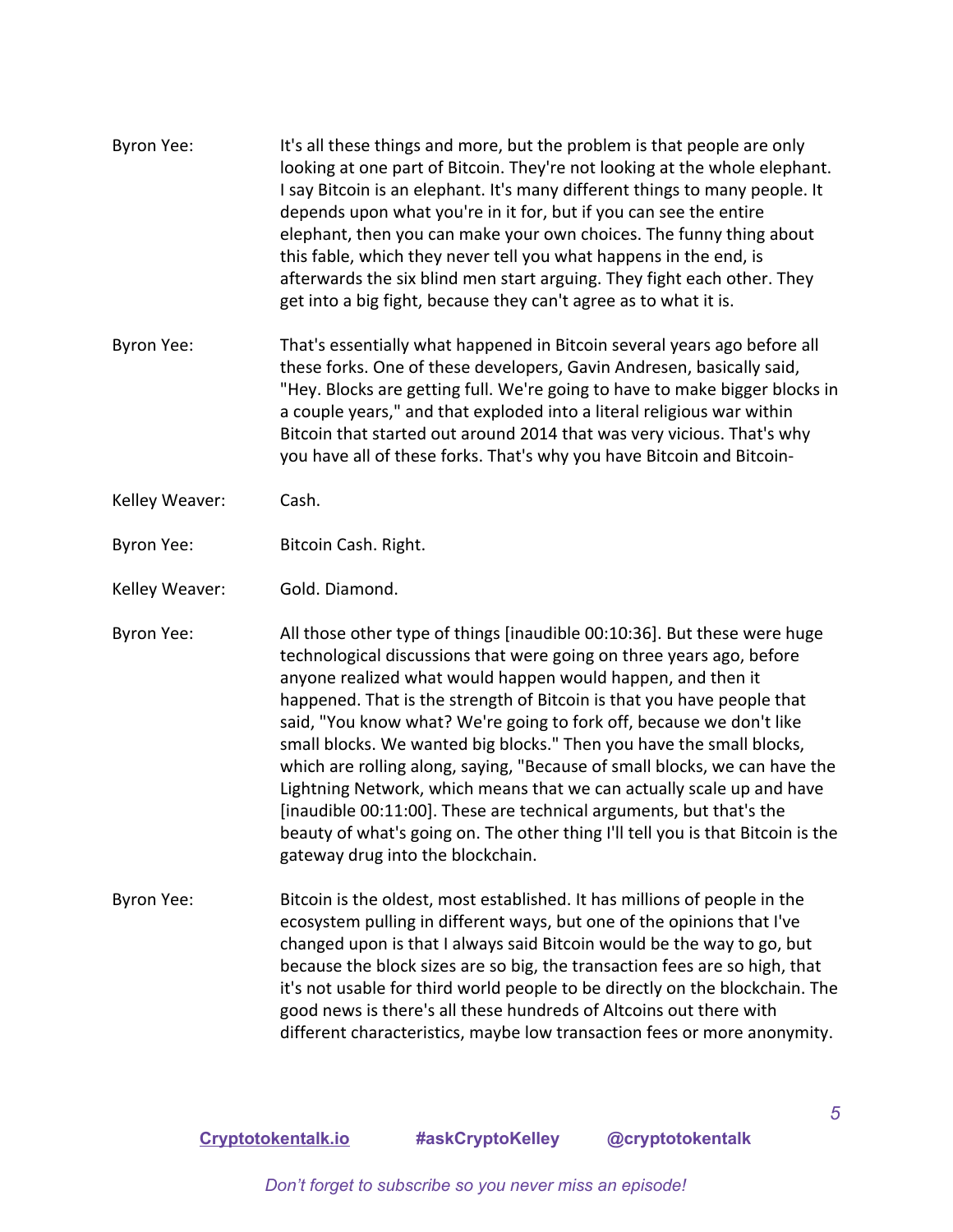Byron Yee: It's all these things and more, but the problem is that people are only looking at one part of Bitcoin. They're not looking at the whole elephant. I say Bitcoin is an elephant. It's many different things to many people. It depends upon what you're in it for, but if you can see the entire elephant, then you can make your own choices. The funny thing about this fable, which they never tell you what happens in the end, is afterwards the six blind men start arguing. They fight each other. They get into a big fight, because they can't agree as to what it is.

Byron Yee: That's essentially what happened in Bitcoin several years ago before all these forks. One of these developers, Gavin Andresen, basically said, "Hey. Blocks are getting full. We're going to have to make bigger blocks in a couple years," and that exploded into a literal religious war within Bitcoin that started out around 2014 that was very vicious. That's why you have all of these forks. That's why you have Bitcoin and Bitcoin-

Kelley Weaver: Cash.

Byron Yee: Bitcoin Cash. Right.

Kelley Weaver: Gold. Diamond.

Byron Yee: All those other type of things [inaudible 00:10:36]. But these were huge technological discussions that were going on three years ago, before anyone realized what would happen would happen, and then it happened. That is the strength of Bitcoin is that you have people that said, "You know what? We're going to fork off, because we don't like small blocks. We wanted big blocks." Then you have the small blocks, which are rolling along, saying, "Because of small blocks, we can have the Lightning Network, which means that we can actually scale up and have [inaudible 00:11:00]. These are technical arguments, but that's the beauty of what's going on. The other thing I'll tell you is that Bitcoin is the gateway drug into the blockchain.

Byron Yee: Bitcoin is the oldest, most established. It has millions of people in the ecosystem pulling in different ways, but one of the opinions that I've changed upon is that I always said Bitcoin would be the way to go, but because the block sizes are so big, the transaction fees are so high, that it's not usable for third world people to be directly on the blockchain. The good news is there's all these hundreds of Altcoins out there with different characteristics, maybe low transaction fees or more anonymity.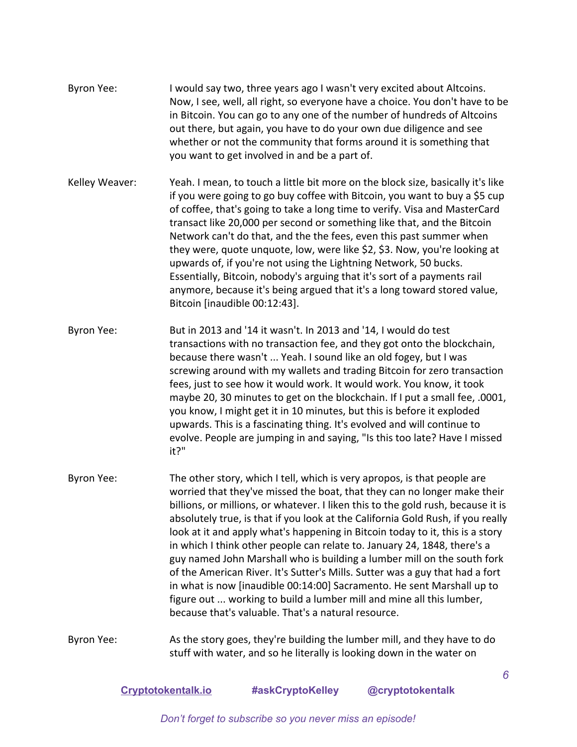Byron Yee: I would say two, three years ago I wasn't very excited about Altcoins. Now, I see, well, all right, so everyone have a choice. You don't have to be in Bitcoin. You can go to any one of the number of hundreds of Altcoins out there, but again, you have to do your own due diligence and see whether or not the community that forms around it is something that you want to get involved in and be a part of.

Kelley Weaver: Yeah. I mean, to touch a little bit more on the block size, basically it's like if you were going to go buy coffee with Bitcoin, you want to buy a $5 cup of coffee, that's going to take a long time to verify. Visa and MasterCard transact like 20,000 per second or something like that, and the Bitcoin Network can't do that, and the the fees, even this past summer when they were, quote unquote, low, were like $2, $3. Now, you're looking at upwards of, if you're not using the Lightning Network, 50 bucks. Essentially, Bitcoin, nobody's arguing that it's sort of a payments rail anymore, because it's being argued that it's a long toward stored value, Bitcoin [inaudible 00:12:43].

Byron Yee: But in 2013 and '14 it wasn't. In 2013 and '14, I would do test transactions with no transaction fee, and they got onto the blockchain, because there wasn't ... Yeah. I sound like an old fogey, but I was screwing around with my wallets and trading Bitcoin for zero transaction fees, just to see how it would work. It would work. You know, it took maybe 20, 30 minutes to get on the blockchain. If I put a small fee, .0001, you know, I might get it in 10 minutes, but this is before it exploded upwards. This is a fascinating thing. It's evolved and will continue to evolve. People are jumping in and saying, "Is this too late? Have I missed it?"

Byron Yee: The other story, which I tell, which is very apropos, is that people are worried that they've missed the boat, that they can no longer make their billions, or millions, or whatever. I liken this to the gold rush, because it is absolutely true, is that if you look at the California Gold Rush, if you really look at it and apply what's happening in Bitcoin today to it, this is a story in which I think other people can relate to. January 24, 1848, there's a guy named John Marshall who is building a lumber mill on the south fork of the American River. It's Sutter's Mills. Sutter was a guy that had a fort in what is now [inaudible 00:14:00] Sacramento. He sent Marshall up to figure out ... working to build a lumber mill and mine all this lumber, because that's valuable. That's a natural resource.

Byron Yee: As the story goes, they're building the lumber mill, and they have to do stuff with water, and so he literally is looking down in the water on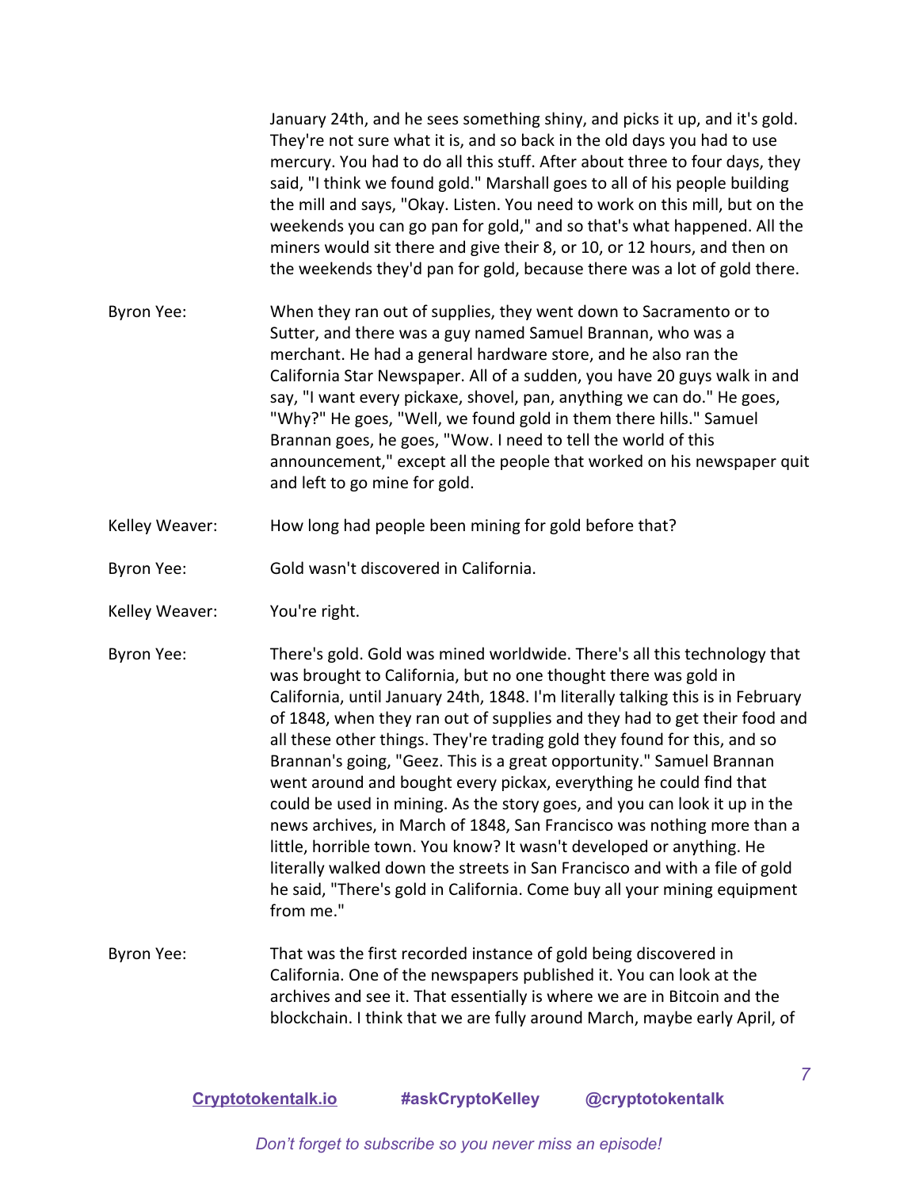January 24th, and he sees something shiny, and picks it up, and it's gold. They're not sure what it is, and so back in the old days you had to use mercury. You had to do all this stuff. After about three to four days, they said, "I think we found gold." Marshall goes to all of his people building the mill and says, "Okay. Listen. You need to work on this mill, but on the weekends you can go pan for gold," and so that's what happened. All the miners would sit there and give their 8, or 10, or 12 hours, and then on the weekends they'd pan for gold, because there was a lot of gold there.

Byron Yee: When they ran out of supplies, they went down to Sacramento or to Sutter, and there was a guy named Samuel Brannan, who was a merchant. He had a general hardware store, and he also ran the California Star Newspaper. All of a sudden, you have 20 guys walk in and say, "I want every pickaxe, shovel, pan, anything we can do." He goes, "Why?" He goes, "Well, we found gold in them there hills." Samuel Brannan goes, he goes, "Wow. I need to tell the world of this announcement," except all the people that worked on his newspaper quit and left to go mine for gold.

Kelley Weaver: How long had people been mining for gold before that?

Byron Yee: Gold wasn't discovered in California.

Kelley Weaver: You're right.

Byron Yee: There's gold. Gold was mined worldwide. There's all this technology that was brought to California, but no one thought there was gold in California, until January 24th, 1848. I'm literally talking this is in February of 1848, when they ran out of supplies and they had to get their food and all these other things. They're trading gold they found for this, and so Brannan's going, "Geez. This is a great opportunity." Samuel Brannan went around and bought every pickax, everything he could find that could be used in mining. As the story goes, and you can look it up in the news archives, in March of 1848, San Francisco was nothing more than a little, horrible town. You know? It wasn't developed or anything. He literally walked down the streets in San Francisco and with a file of gold he said, "There's gold in California. Come buy all your mining equipment from me."

Byron Yee: That was the first recorded instance of gold being discovered in California. One of the newspapers published it. You can look at the archives and see it. That essentially is where we are in Bitcoin and the blockchain. I think that we are fully around March, maybe early April, of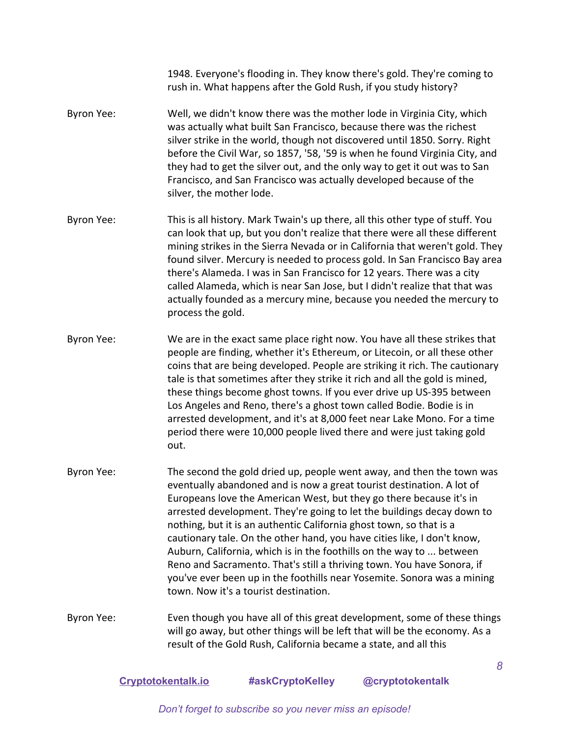1948. Everyone's flooding in. They know there's gold. They're coming to rush in. What happens after the Gold Rush, if you study history?

Byron Yee: Well, we didn't know there was the mother lode in Virginia City, which was actually what built San Francisco, because there was the richest silver strike in the world, though not discovered until 1850. Sorry. Right before the Civil War, so 1857, '58, '59 is when he found Virginia City, and they had to get the silver out, and the only way to get it out was to San Francisco, and San Francisco was actually developed because of the silver, the mother lode.

Byron Yee: This is all history. Mark Twain's up there, all this other type of stuff. You can look that up, but you don't realize that there were all these different mining strikes in the Sierra Nevada or in California that weren't gold. They found silver. Mercury is needed to process gold. In San Francisco Bay area there's Alameda. I was in San Francisco for 12 years. There was a city called Alameda, which is near San Jose, but I didn't realize that that was actually founded as a mercury mine, because you needed the mercury to process the gold.

Byron Yee: We are in the exact same place right now. You have all these strikes that people are finding, whether it's Ethereum, or Litecoin, or all these other coins that are being developed. People are striking it rich. The cautionary tale is that sometimes after they strike it rich and all the gold is mined, these things become ghost towns. If you ever drive up US-395 between Los Angeles and Reno, there's a ghost town called Bodie. Bodie is in arrested development, and it's at 8,000 feet near Lake Mono. For a time period there were 10,000 people lived there and were just taking gold out.

Byron Yee: The second the gold dried up, people went away, and then the town was eventually abandoned and is now a great tourist destination. A lot of Europeans love the American West, but they go there because it's in arrested development. They're going to let the buildings decay down to nothing, but it is an authentic California ghost town, so that is a cautionary tale. On the other hand, you have cities like, I don't know, Auburn, California, which is in the foothills on the way to ... between Reno and Sacramento. That's still a thriving town. You have Sonora, if you've ever been up in the foothills near Yosemite. Sonora was a mining town. Now it's a tourist destination.

Byron Yee: Even though you have all of this great development, some of these things will go away, but other things will be left that will be the economy. As a result of the Gold Rush, California became a state, and all this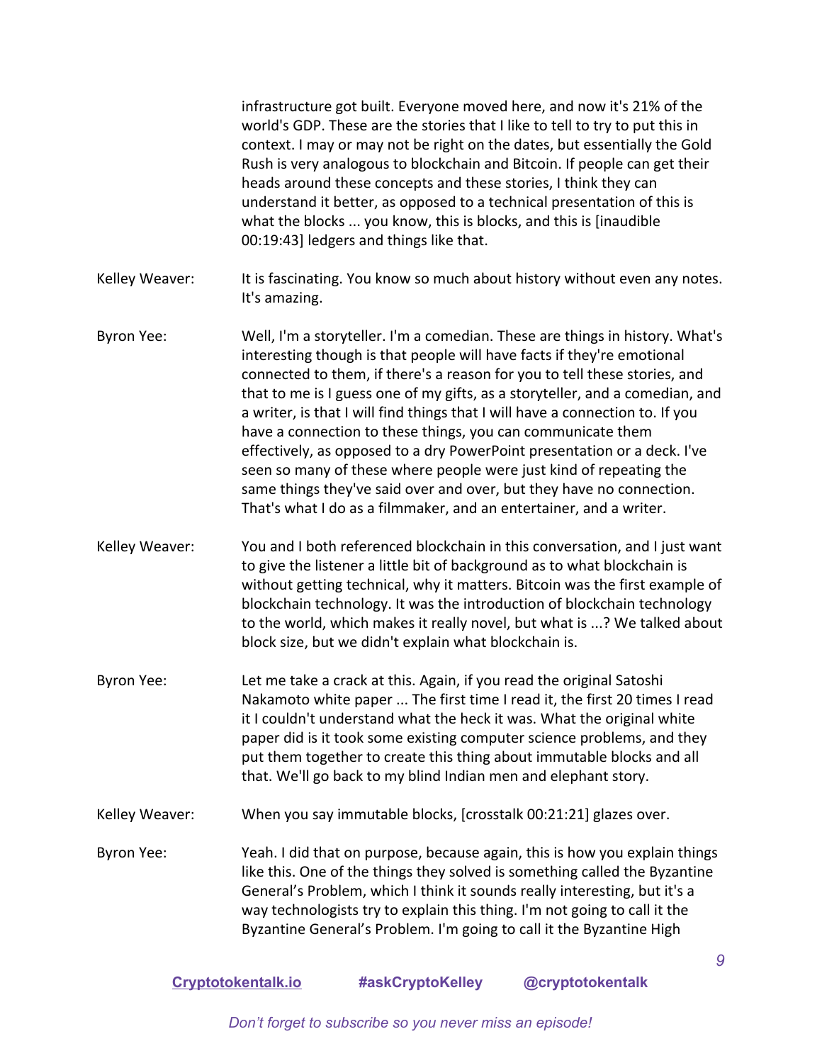infrastructure got built. Everyone moved here, and now it's 21% of the world's GDP. These are the stories that I like to tell to try to put this in context. I may or may not be right on the dates, but essentially the Gold Rush is very analogous to blockchain and Bitcoin. If people can get their heads around these concepts and these stories, I think they can understand it better, as opposed to a technical presentation of this is what the blocks ... you know, this is blocks, and this is [inaudible 00:19:43] ledgers and things like that.

**Kelley Weaver:** It is fascinating. You know so much about history without even any notes. It's amazing.

**Byron Yee:** Well, I'm a storyteller. I'm a comedian. These are things in history. What's interesting though is that people will have facts if they're emotional connected to them, if there's a reason for you to tell these stories, and that to me is I guess one of my gifts, as a storyteller, and a comedian, and a writer, is that I will find things that I will have a connection to. If you have a connection to these things, you can communicate them effectively, as opposed to a dry PowerPoint presentation or a deck. I've seen so many of these where people were just kind of repeating the same things they've said over and over, but they have no connection. That's what I do as a filmmaker, and an entertainer, and a writer.

**Kelley Weaver:** You and I both referenced blockchain in this conversation, and I just want to give the listener a little bit of background as to what blockchain is without getting technical, why it matters. Bitcoin was the first example of blockchain technology. It was the introduction of blockchain technology to the world, which makes it really novel, but what is ...? We talked about block size, but we didn't explain what blockchain is.

**Byron Yee:** Let me take a crack at this. Again, if you read the original Satoshi Nakamoto white paper ... The first time I read it, the first 20 times I read it I couldn't understand what the heck it was. What the original white paper did is it took some existing computer science problems, and they put them together to create this thing about immutable blocks and all that. We'll go back to my blind Indian men and elephant story.

**Kelley Weaver:** When you say immutable blocks, [crosstalk 00:21:21] glazes over.

**Byron Yee:** Yeah. I did that on purpose, because again, this is how you explain things like this. One of the things they solved is something called the Byzantine General's Problem, which I think it sounds really interesting, but it's a way technologists try to explain this thing. I'm not going to call it the Byzantine General's Problem. I'm going to call it the Byzantine High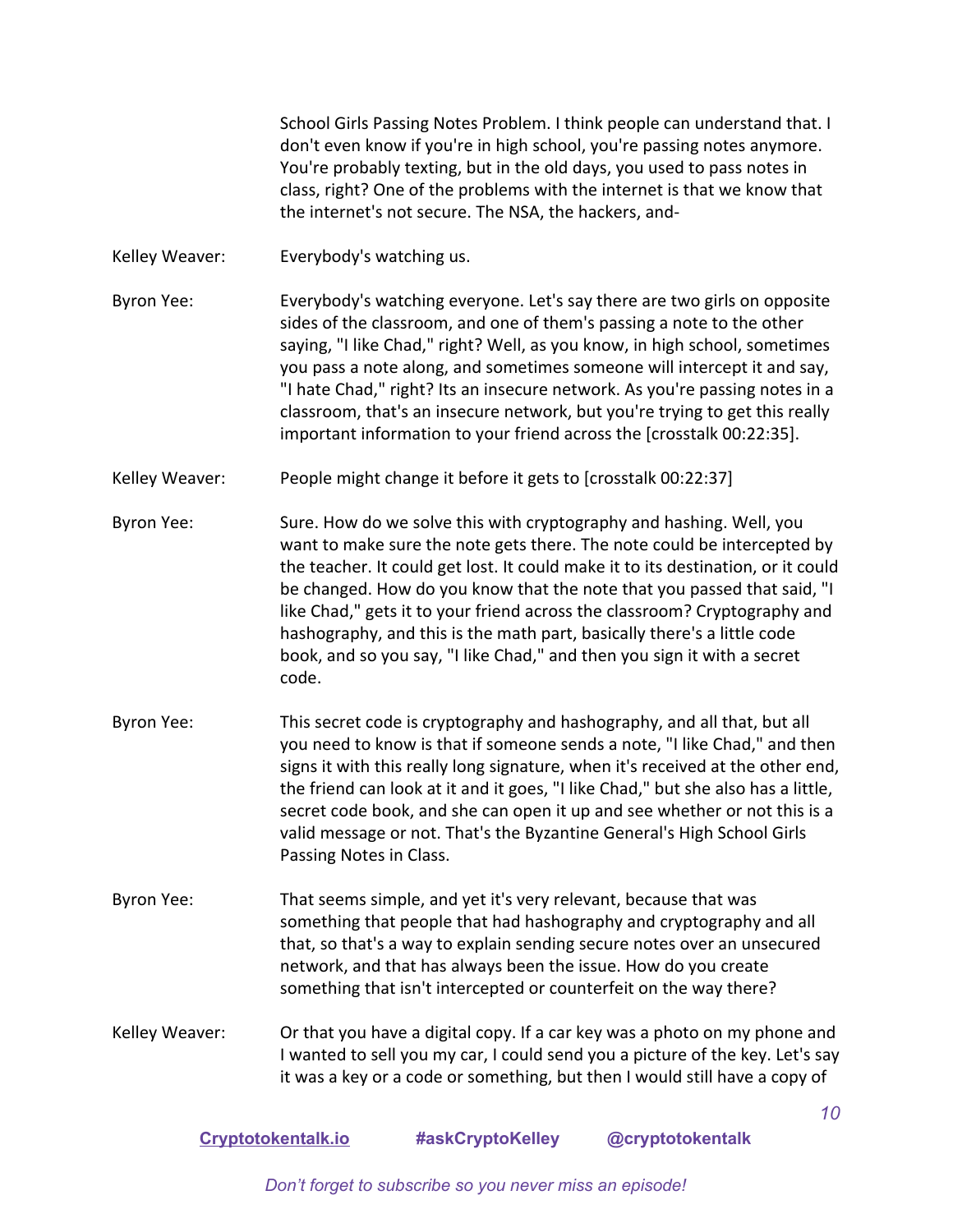School Girls Passing Notes Problem. I think people can understand that. I don't even know if you're in high school, you're passing notes anymore. You're probably texting, but in the old days, you used to pass notes in class, right? One of the problems with the internet is that we know that the internet's not secure. The NSA, the hackers, and-

Kelley Weaver: Everybody's watching us.

Byron Yee: Everybody's watching everyone. Let's say there are two girls on opposite sides of the classroom, and one of them's passing a note to the other saying, "I like Chad," right? Well, as you know, in high school, sometimes you pass a note along, and sometimes someone will intercept it and say, "I hate Chad," right? Its an insecure network. As you're passing notes in a classroom, that's an insecure network, but you're trying to get this really important information to your friend across the [crosstalk 00:22:35].

Kelley Weaver: People might change it before it gets to [crosstalk 00:22:37]

Byron Yee: Sure. How do we solve this with cryptography and hashing. Well, you want to make sure the note gets there. The note could be intercepted by the teacher. It could get lost. It could make it to its destination, or it could be changed. How do you know that the note that you passed that said, "I like Chad," gets it to your friend across the classroom? Cryptography and hashography, and this is the math part, basically there's a little code book, and so you say, "I like Chad," and then you sign it with a secret code.

Byron Yee: This secret code is cryptography and hashography, and all that, but all you need to know is that if someone sends a note, "I like Chad," and then signs it with this really long signature, when it's received at the other end, the friend can look at it and it goes, "I like Chad," but she also has a little, secret code book, and she can open it up and see whether or not this is a valid message or not. That's the Byzantine General's High School Girls Passing Notes in Class.

Byron Yee: That seems simple, and yet it's very relevant, because that was something that people that had hashography and cryptography and all that, so that's a way to explain sending secure notes over an unsecured network, and that has always been the issue. How do you create something that isn't intercepted or counterfeit on the way there?

Kelley Weaver: Or that you have a digital copy. If a car key was a photo on my phone and I wanted to sell you my car, I could send you a picture of the key. Let's say it was a key or a code or something, but then I would still have a copy of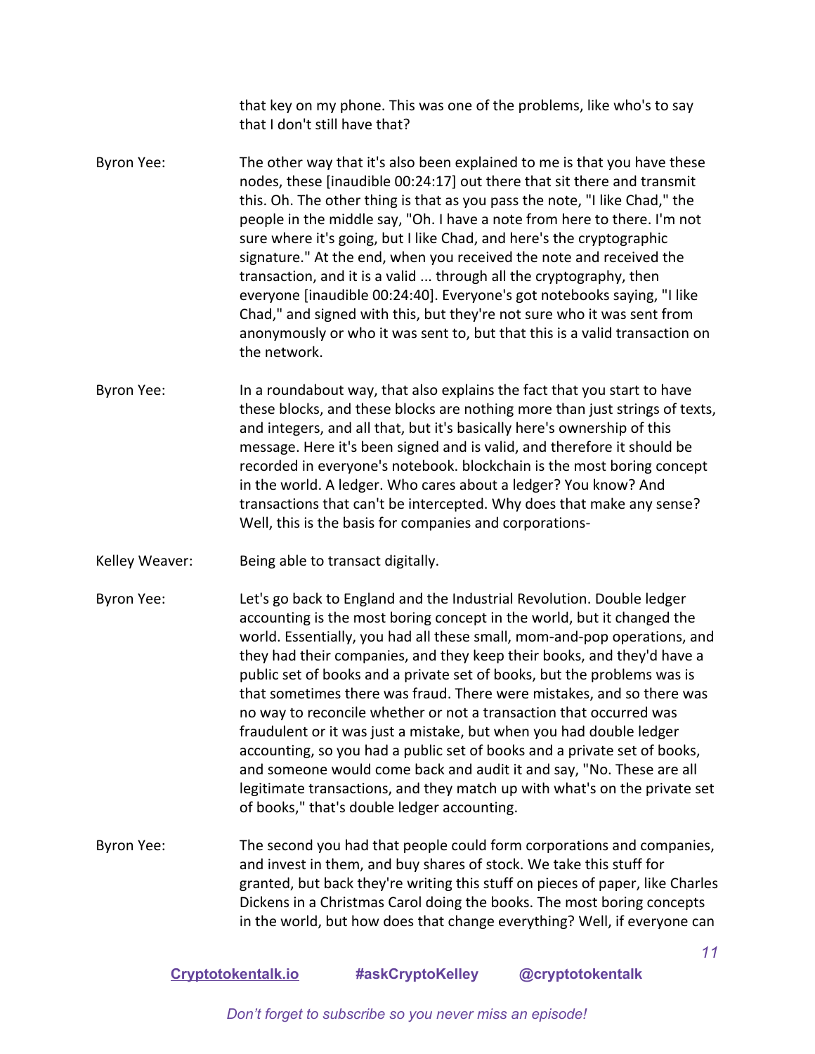that key on my phone. This was one of the problems, like who's to say that I don't still have that?

**Byron Yee:** The other way that it's also been explained to me is that you have these nodes, these [inaudible 00:24:17] out there that sit there and transmit this. Oh. The other thing is that as you pass the note, "I like Chad," the people in the middle say, "Oh. I have a note from here to there. I'm not sure where it's going, but I like Chad, and here's the cryptographic signature." At the end, when you received the note and received the transaction, and it is a valid ... through all the cryptography, then everyone [inaudible 00:24:40]. Everyone's got notebooks saying, "I like Chad," and signed with this, but they're not sure who it was sent from anonymously or who it was sent to, but that this is a valid transaction on the network.

**Byron Yee:** In a roundabout way, that also explains the fact that you start to have these blocks, and these blocks are nothing more than just strings of texts, and integers, and all that, but it's basically here's ownership of this message. Here it's been signed and is valid, and therefore it should be recorded in everyone's notebook. blockchain is the most boring concept in the world. A ledger. Who cares about a ledger? You know? And transactions that can't be intercepted. Why does that make any sense? Well, this is the basis for companies and corporations-

**Kelley Weaver:** Being able to transact digitally.

**Byron Yee:** Let's go back to England and the Industrial Revolution. Double ledger accounting is the most boring concept in the world, but it changed the world. Essentially, you had all these small, mom-and-pop operations, and they had their companies, and they keep their books, and they'd have a public set of books and a private set of books, but the problems was is that sometimes there was fraud. There were mistakes, and so there was no way to reconcile whether or not a transaction that occurred was fraudulent or it was just a mistake, but when you had double ledger accounting, so you had a public set of books and a private set of books, and someone would come back and audit it and say, "No. These are all legitimate transactions, and they match up with what's on the private set of books," that's double ledger accounting.

**Byron Yee:** The second you had that people could form corporations and companies, and invest in them, and buy shares of stock. We take this stuff for granted, but back they're writing this stuff on pieces of paper, like Charles Dickens in a Christmas Carol doing the books. The most boring concepts in the world, but how does that change everything? Well, if everyone can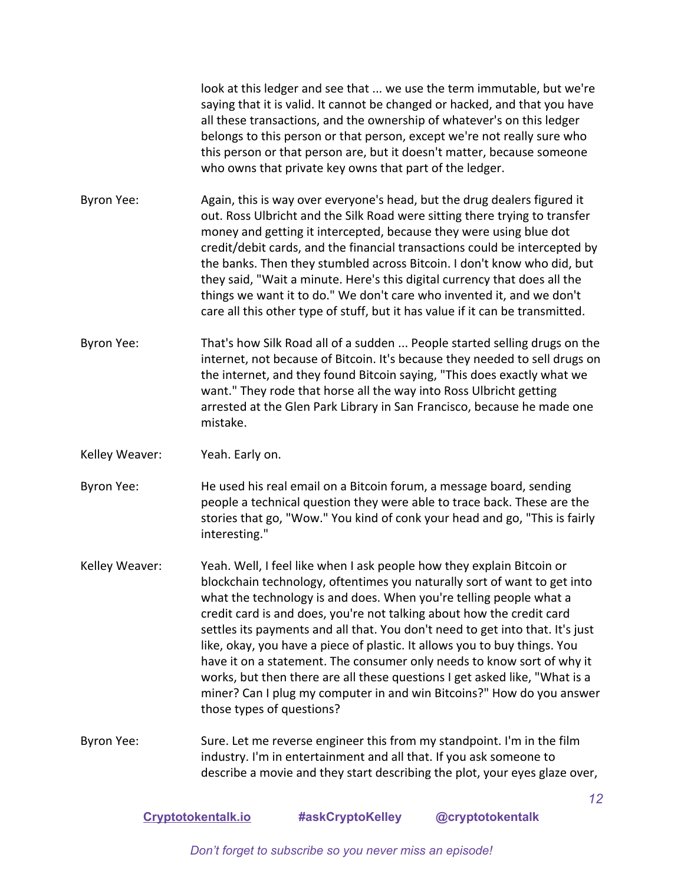look at this ledger and see that ... we use the term immutable, but we're saying that it is valid. It cannot be changed or hacked, and that you have all these transactions, and the ownership of whatever's on this ledger belongs to this person or that person, except we're not really sure who this person or that person are, but it doesn't matter, because someone who owns that private key owns that part of the ledger.

Byron Yee: Again, this is way over everyone's head, but the drug dealers figured it out. Ross Ulbricht and the Silk Road were sitting there trying to transfer money and getting it intercepted, because they were using blue dot credit/debit cards, and the financial transactions could be intercepted by the banks. Then they stumbled across Bitcoin. I don't know who did, but they said, "Wait a minute. Here's this digital currency that does all the things we want it to do." We don't care who invented it, and we don't care all this other type of stuff, but it has value if it can be transmitted.

Byron Yee: That's how Silk Road all of a sudden ... People started selling drugs on the internet, not because of Bitcoin. It's because they needed to sell drugs on the internet, and they found Bitcoin saying, "This does exactly what we want." They rode that horse all the way into Ross Ulbricht getting arrested at the Glen Park Library in San Francisco, because he made one mistake.

Kelley Weaver: Yeah. Early on.

Byron Yee: He used his real email on a Bitcoin forum, a message board, sending people a technical question they were able to trace back. These are the stories that go, "Wow." You kind of conk your head and go, "This is fairly interesting."

Kelley Weaver: Yeah. Well, I feel like when I ask people how they explain Bitcoin or blockchain technology, oftentimes you naturally sort of want to get into what the technology is and does. When you're telling people what a credit card is and does, you're not talking about how the credit card settles its payments and all that. You don't need to get into that. It's just like, okay, you have a piece of plastic. It allows you to buy things. You have it on a statement. The consumer only needs to know sort of why it works, but then there are all these questions I get asked like, "What is a miner? Can I plug my computer in and win Bitcoins?" How do you answer those types of questions?

Byron Yee: Sure. Let me reverse engineer this from my standpoint. I'm in the film industry. I'm in entertainment and all that. If you ask someone to describe a movie and they start describing the plot, your eyes glaze over,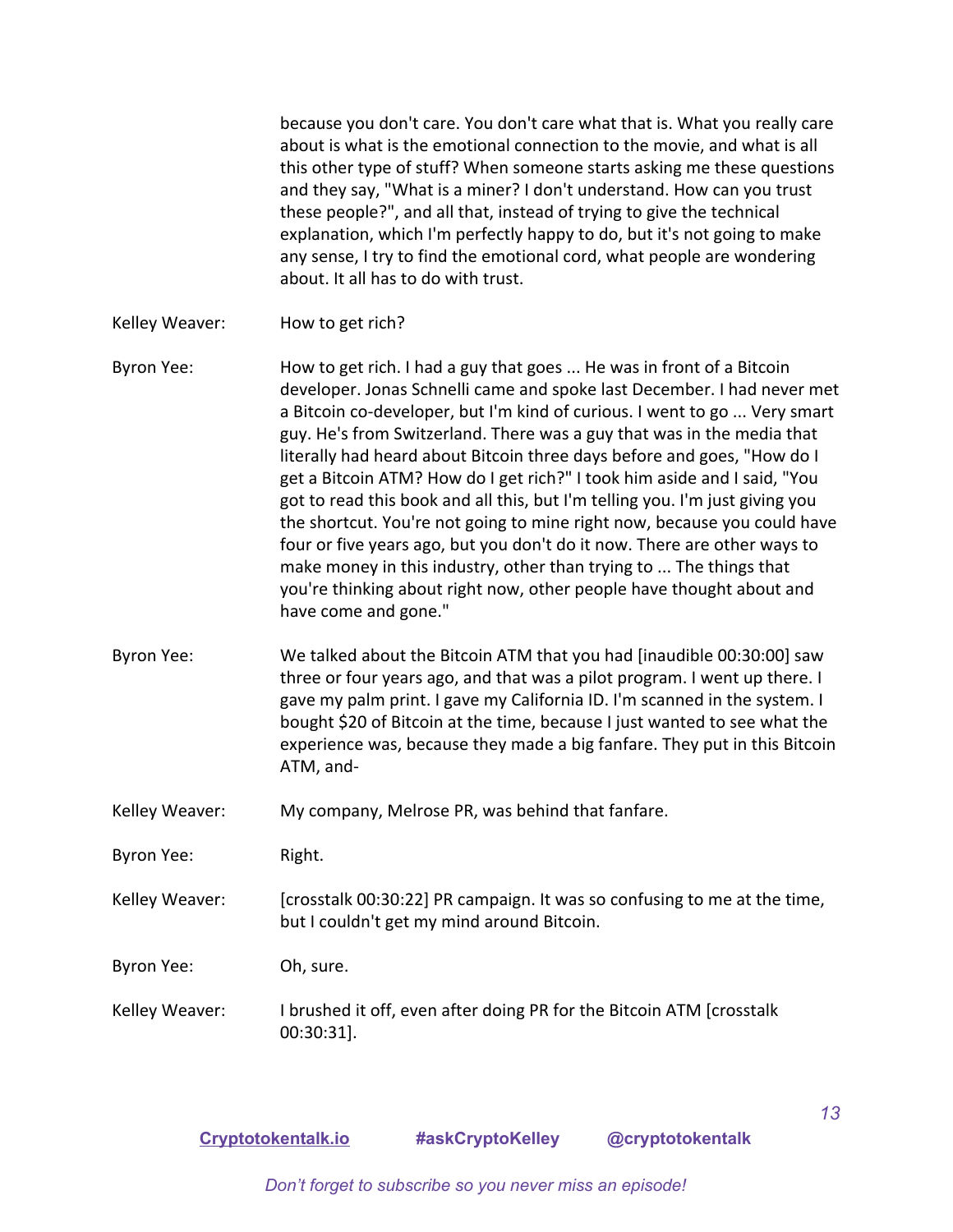because you don't care. You don't care what that is. What you really care about is what is the emotional connection to the movie, and what is all this other type of stuff? When someone starts asking me these questions and they say, "What is a miner? I don't understand. How can you trust these people?", and all that, instead of trying to give the technical explanation, which I'm perfectly happy to do, but it's not going to make any sense, I try to find the emotional cord, what people are wondering about. It all has to do with trust.

**Kelley Weaver:** How to get rich?

**Byron Yee:** How to get rich. I had a guy that goes ... He was in front of a Bitcoin developer. Jonas Schnelli came and spoke last December. I had never met a Bitcoin co-developer, but I'm kind of curious. I went to go ... Very smart guy. He's from Switzerland. There was a guy that was in the media that literally had heard about Bitcoin three days before and goes, "How do I get a Bitcoin ATM? How do I get rich?" I took him aside and I said, "You got to read this book and all this, but I'm telling you. I'm just giving you the shortcut. You're not going to mine right now, because you could have four or five years ago, but you don't do it now. There are other ways to make money in this industry, other than trying to ... The things that you're thinking about right now, other people have thought about and have come and gone."

**Byron Yee:** We talked about the Bitcoin ATM that you had [inaudible 00:30:00] saw three or four years ago, and that was a pilot program. I went up there. I gave my palm print. I gave my California ID. I'm scanned in the system. I bought $20 of Bitcoin at the time, because I just wanted to see what the experience was, because they made a big fanfare. They put in this Bitcoin ATM, and-

**Kelley Weaver:** My company, Melrose PR, was behind that fanfare.

**Byron Yee:** Right.

**Kelley Weaver:** [crosstalk 00:30:22] PR campaign. It was so confusing to me at the time, but I couldn't get my mind around Bitcoin.

**Byron Yee:** Oh, sure.

**Kelley Weaver:** I brushed it off, even after doing PR for the Bitcoin ATM [crosstalk 00:30:31].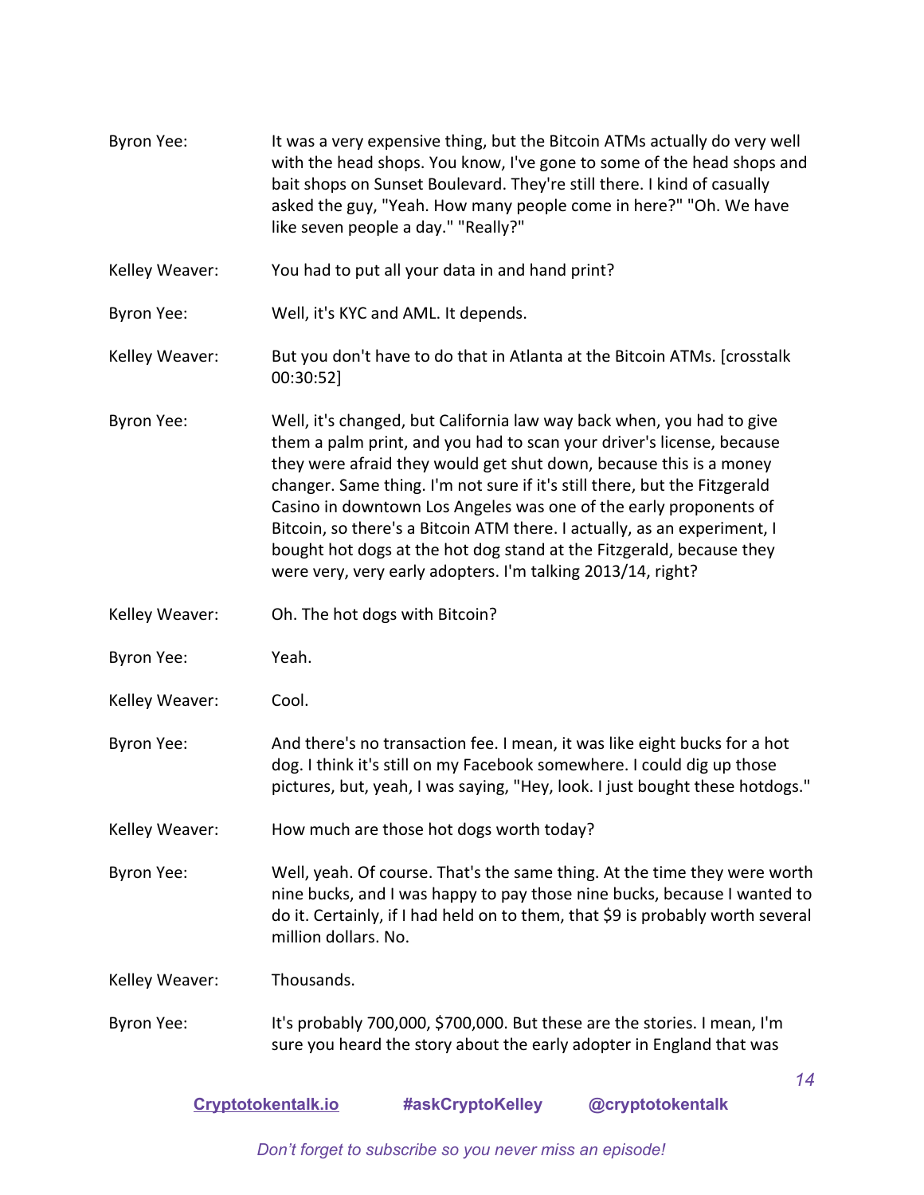Byron Yee: It was a very expensive thing, but the Bitcoin ATMs actually do very well with the head shops. You know, I've gone to some of the head shops and bait shops on Sunset Boulevard. They're still there. I kind of casually asked the guy, "Yeah. How many people come in here?" "Oh. We have like seven people a day." "Really?"

Kelley Weaver: You had to put all your data in and hand print?

Byron Yee: Well, it's KYC and AML. It depends.

Kelley Weaver: But you don't have to do that in Atlanta at the Bitcoin ATMs. [crosstalk 00:30:52]

Byron Yee: Well, it's changed, but California law way back when, you had to give them a palm print, and you had to scan your driver's license, because they were afraid they would get shut down, because this is a money changer. Same thing. I'm not sure if it's still there, but the Fitzgerald Casino in downtown Los Angeles was one of the early proponents of Bitcoin, so there's a Bitcoin ATM there. I actually, as an experiment, I bought hot dogs at the hot dog stand at the Fitzgerald, because they were very, very early adopters. I'm talking 2013/14, right?

Kelley Weaver: Oh. The hot dogs with Bitcoin?

Byron Yee: Yeah.

Kelley Weaver: Cool.

Byron Yee: And there's no transaction fee. I mean, it was like eight bucks for a hot dog. I think it's still on my Facebook somewhere. I could dig up those pictures, but, yeah, I was saying, "Hey, look. I just bought these hotdogs."

Kelley Weaver: How much are those hot dogs worth today?

Byron Yee: Well, yeah. Of course. That's the same thing. At the time they were worth nine bucks, and I was happy to pay those nine bucks, because I wanted to do it. Certainly, if I had held on to them, that $9 is probably worth several million dollars. No.

Kelley Weaver: Thousands.

Byron Yee: It's probably 700,000, $700,000. But these are the stories. I mean, I'm sure you heard the story about the early adopter in England that was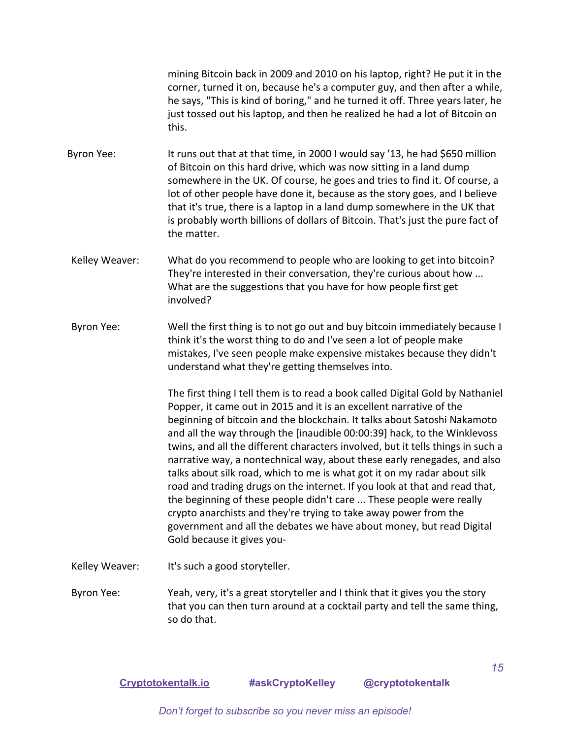mining Bitcoin back in 2009 and 2010 on his laptop, right? He put it in the corner, turned it on, because he's a computer guy, and then after a while, he says, "This is kind of boring," and he turned it off. Three years later, he just tossed out his laptop, and then he realized he had a lot of Bitcoin on this.

**Byron Yee:** It runs out that at that time, in 2000 I would say '13, he had $650 million of Bitcoin on this hard drive, which was now sitting in a land dump somewhere in the UK. Of course, he goes and tries to find it. Of course, a lot of other people have done it, because as the story goes, and I believe that it's true, there is a laptop in a land dump somewhere in the UK that is probably worth billions of dollars of Bitcoin. That's just the pure fact of the matter.

**Kelley Weaver:** What do you recommend to people who are looking to get into bitcoin? They're interested in their conversation, they're curious about how ... What are the suggestions that you have for how people first get involved?

**Byron Yee:** Well the first thing is to not go out and buy bitcoin immediately because I think it's the worst thing to do and I've seen a lot of people make mistakes, I've seen people make expensive mistakes because they didn't understand what they're getting themselves into.

The first thing I tell them is to read a book called Digital Gold by Nathaniel Popper, it came out in 2015 and it is an excellent narrative of the beginning of bitcoin and the blockchain. It talks about Satoshi Nakamoto and all the way through the [inaudible 00:00:39] hack, to the Winklevoss twins, and all the different characters involved, but it tells things in such a narrative way, a nontechnical way, about these early renegades, and also talks about silk road, which to me is what got it on my radar about silk road and trading drugs on the internet. If you look at that and read that, the beginning of these people didn't care ... These people were really crypto anarchists and they're trying to take away power from the government and all the debates we have about money, but read Digital Gold because it gives you-

**Kelley Weaver:** It's such a good storyteller.

**Byron Yee:** Yeah, very, it's a great storyteller and I think that it gives you the story that you can then turn around at a cocktail party and tell the same thing, so do that.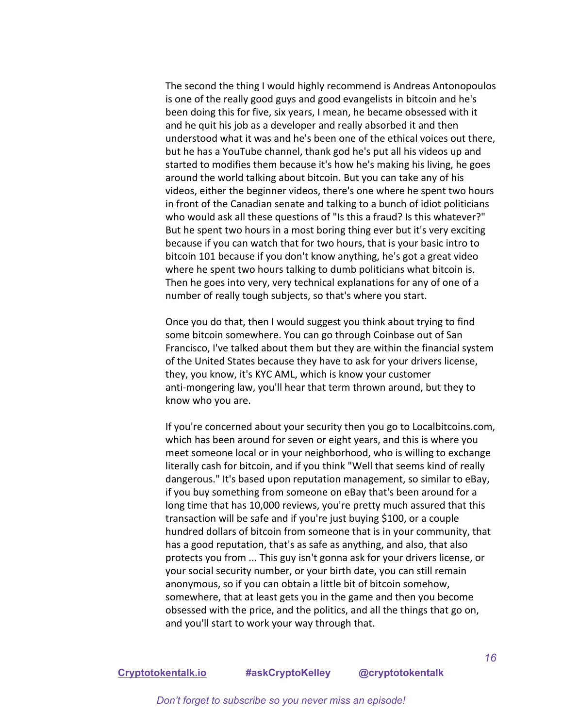The second the thing I would highly recommend is Andreas Antonopoulos is one of the really good guys and good evangelists in bitcoin and he's been doing this for five, six years, I mean, he became obsessed with it and he quit his job as a developer and really absorbed it and then understood what it was and he's been one of the ethical voices out there, but he has a YouTube channel, thank god he's put all his videos up and started to modifies them because it's how he's making his living, he goes around the world talking about bitcoin. But you can take any of his videos, either the beginner videos, there's one where he spent two hours in front of the Canadian senate and talking to a bunch of idiot politicians who would ask all these questions of "Is this a fraud? Is this whatever?" But he spent two hours in a most boring thing ever but it's very exciting because if you can watch that for two hours, that is your basic intro to bitcoin 101 because if you don't know anything, he's got a great video where he spent two hours talking to dumb politicians what bitcoin is. Then he goes into very, very technical explanations for any of one of a number of really tough subjects, so that's where you start.

Once you do that, then I would suggest you think about trying to find some bitcoin somewhere. You can go through Coinbase out of San Francisco, I've talked about them but they are within the financial system of the United States because they have to ask for your drivers license, they, you know, it's KYC AML, which is know your customer anti-mongering law, you'll hear that term thrown around, but they to know who you are.

If you're concerned about your security then you go to Localbitcoins.com, which has been around for seven or eight years, and this is where you meet someone local or in your neighborhood, who is willing to exchange literally cash for bitcoin, and if you think "Well that seems kind of really dangerous." It's based upon reputation management, so similar to eBay, if you buy something from someone on eBay that's been around for a long time that has 10,000 reviews, you're pretty much assured that this transaction will be safe and if you're just buying $100, or a couple hundred dollars of bitcoin from someone that is in your community, that has a good reputation, that's as safe as anything, and also, that also protects you from ... This guy isn't gonna ask for your drivers license, or your social security number, or your birth date, you can still remain anonymous, so if you can obtain a little bit of bitcoin somehow, somewhere, that at least gets you in the game and then you become obsessed with the price, and the politics, and all the things that go on, and you'll start to work your way through that.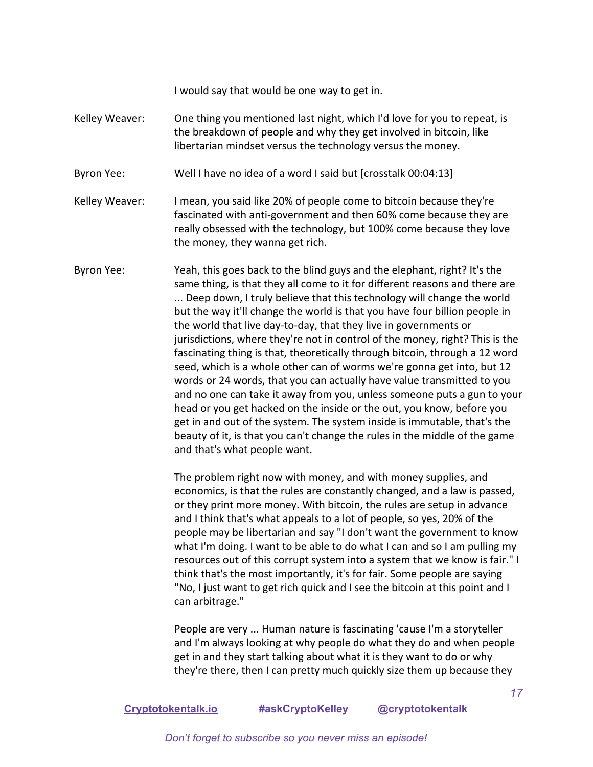I would say that would be one way to get in.

Kelley Weaver: One thing you mentioned last night, which I'd love for you to repeat, is the breakdown of people and why they get involved in bitcoin, like libertarian mindset versus the technology versus the money.

Byron Yee: Well I have no idea of a word I said but [crosstalk 00:04:13]

Kelley Weaver: I mean, you said like 20% of people come to bitcoin because they're fascinated with anti-government and then 60% come because they are really obsessed with the technology, but 100% come because they love the money, they wanna get rich.

Byron Yee: Yeah, this goes back to the blind guys and the elephant, right? It's the same thing, is that they all come to it for different reasons and there are ... Deep down, I truly believe that this technology will change the world but the way it'll change the world is that you have four billion people in the world that live day-to-day, that they live in governments or jurisdictions, where they're not in control of the money, right? This is the fascinating thing is that, theoretically through bitcoin, through a 12 word seed, which is a whole other can of worms we're gonna get into, but 12 words or 24 words, that you can actually have value transmitted to you and no one can take it away from you, unless someone puts a gun to your head or you get hacked on the inside or the out, you know, before you get in and out of the system. The system inside is immutable, that's the beauty of it, is that you can't change the rules in the middle of the game and that's what people want.

The problem right now with money, and with money supplies, and economics, is that the rules are constantly changed, and a law is passed, or they print more money. With bitcoin, the rules are setup in advance and I think that's what appeals to a lot of people, so yes, 20% of the people may be libertarian and say "I don't want the government to know what I'm doing. I want to be able to do what I can and so I am pulling my resources out of this corrupt system into a system that we know is fair." I think that's the most importantly, it's for fair. Some people are saying "No, I just want to get rich quick and I see the bitcoin at this point and I can arbitrage."

People are very ... Human nature is fascinating 'cause I'm a storyteller and I'm always looking at why people do what they do and when people get in and they start talking about what it is they want to do or why they're there, then I can pretty much quickly size them up because they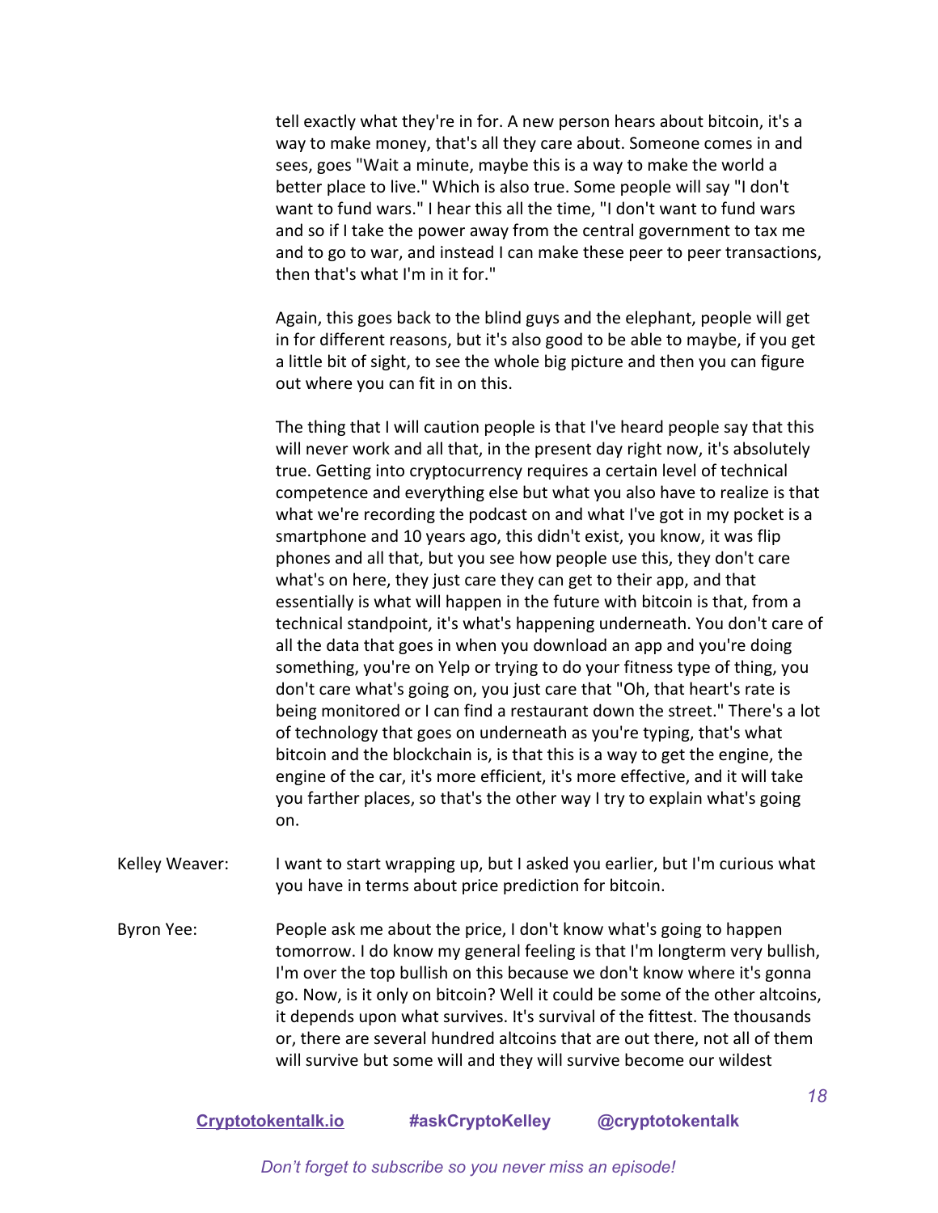tell exactly what they're in for. A new person hears about bitcoin, it's a way to make money, that's all they care about. Someone comes in and sees, goes "Wait a minute, maybe this is a way to make the world a better place to live." Which is also true. Some people will say "I don't want to fund wars." I hear this all the time, "I don't want to fund wars and so if I take the power away from the central government to tax me and to go to war, and instead I can make these peer to peer transactions, then that's what I'm in it for."

Again, this goes back to the blind guys and the elephant, people will get in for different reasons, but it's also good to be able to maybe, if you get a little bit of sight, to see the whole big picture and then you can figure out where you can fit in on this.

The thing that I will caution people is that I've heard people say that this will never work and all that, in the present day right now, it's absolutely true. Getting into cryptocurrency requires a certain level of technical competence and everything else but what you also have to realize is that what we're recording the podcast on and what I've got in my pocket is a smartphone and 10 years ago, this didn't exist, you know, it was flip phones and all that, but you see how people use this, they don't care what's on here, they just care they can get to their app, and that essentially is what will happen in the future with bitcoin is that, from a technical standpoint, it's what's happening underneath. You don't care of all the data that goes in when you download an app and you're doing something, you're on Yelp or trying to do your fitness type of thing, you don't care what's going on, you just care that "Oh, that heart's rate is being monitored or I can find a restaurant down the street." There's a lot of technology that goes on underneath as you're typing, that's what bitcoin and the blockchain is, is that this is a way to get the engine, the engine of the car, it's more efficient, it's more effective, and it will take you farther places, so that's the other way I try to explain what's going on.

**Kelley Weaver:** I want to start wrapping up, but I asked you earlier, but I'm curious what you have in terms about price prediction for bitcoin.

**Byron Yee:** People ask me about the price, I don't know what's going to happen tomorrow. I do know my general feeling is that I'm longterm very bullish, I'm over the top bullish on this because we don't know where it's gonna go. Now, is it only on bitcoin? Well it could be some of the other altcoins, it depends upon what survives. It's survival of the fittest. The thousands or, there are several hundred altcoins that are out there, not all of them will survive but some will and they will survive become our wildest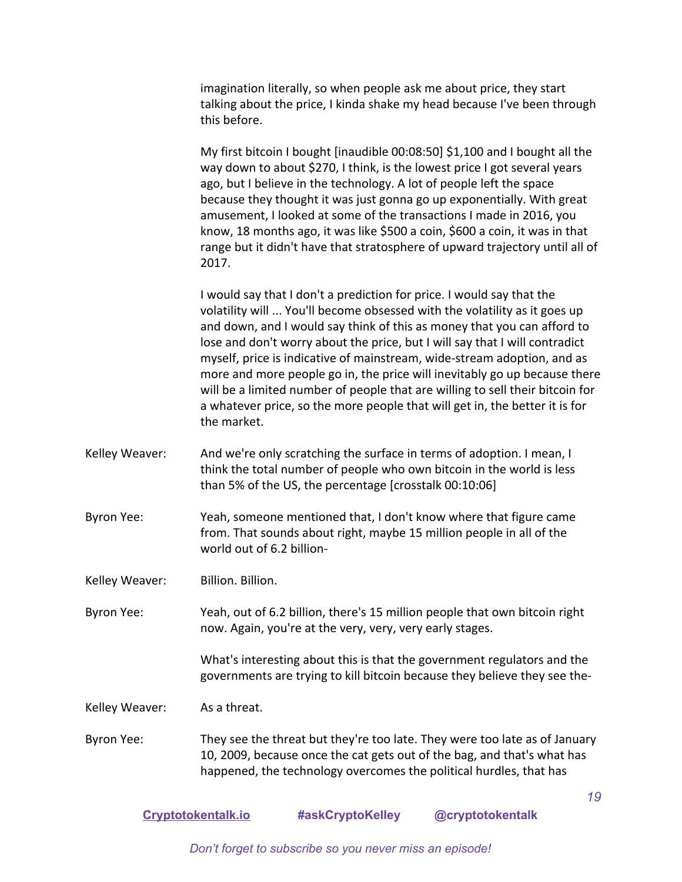imagination literally, so when people ask me about price, they start talking about the price, I kinda shake my head because I've been through this before.

My first bitcoin I bought [inaudible 00:08:50] $1,100 and I bought all the way down to about $270, I think, is the lowest price I got several years ago, but I believe in the technology. A lot of people left the space because they thought it was just gonna go up exponentially. With great amusement, I looked at some of the transactions I made in 2016, you know, 18 months ago, it was like $500 a coin, $600 a coin, it was in that range but it didn't have that stratosphere of upward trajectory until all of 2017.

I would say that I don't a prediction for price. I would say that the volatility will ... You'll become obsessed with the volatility as it goes up and down, and I would say think of this as money that you can afford to lose and don't worry about the price, but I will say that I will contradict myself, price is indicative of mainstream, wide-stream adoption, and as more and more people go in, the price will inevitably go up because there will be a limited number of people that are willing to sell their bitcoin for a whatever price, so the more people that will get in, the better it is for the market.

**Kelley Weaver:** And we're only scratching the surface in terms of adoption. I mean, I think the total number of people who own bitcoin in the world is less than 5% of the US, the percentage [crosstalk 00:10:06]

**Byron Yee:** Yeah, someone mentioned that, I don't know where that figure came from. That sounds about right, maybe 15 million people in all of the world out of 6.2 billion-

**Kelley Weaver:** Billion. Billion.

**Byron Yee:** Yeah, out of 6.2 billion, there's 15 million people that own bitcoin right now. Again, you're at the very, very, very early stages.

What's interesting about this is that the government regulators and the governments are trying to kill bitcoin because they believe they see the-

**Kelley Weaver:** As a threat.

**Byron Yee:** They see the threat but they're too late. They were too late as of January 10, 2009, because once the cat gets out of the bag, and that's what has happened, the technology overcomes the political hurdles, that has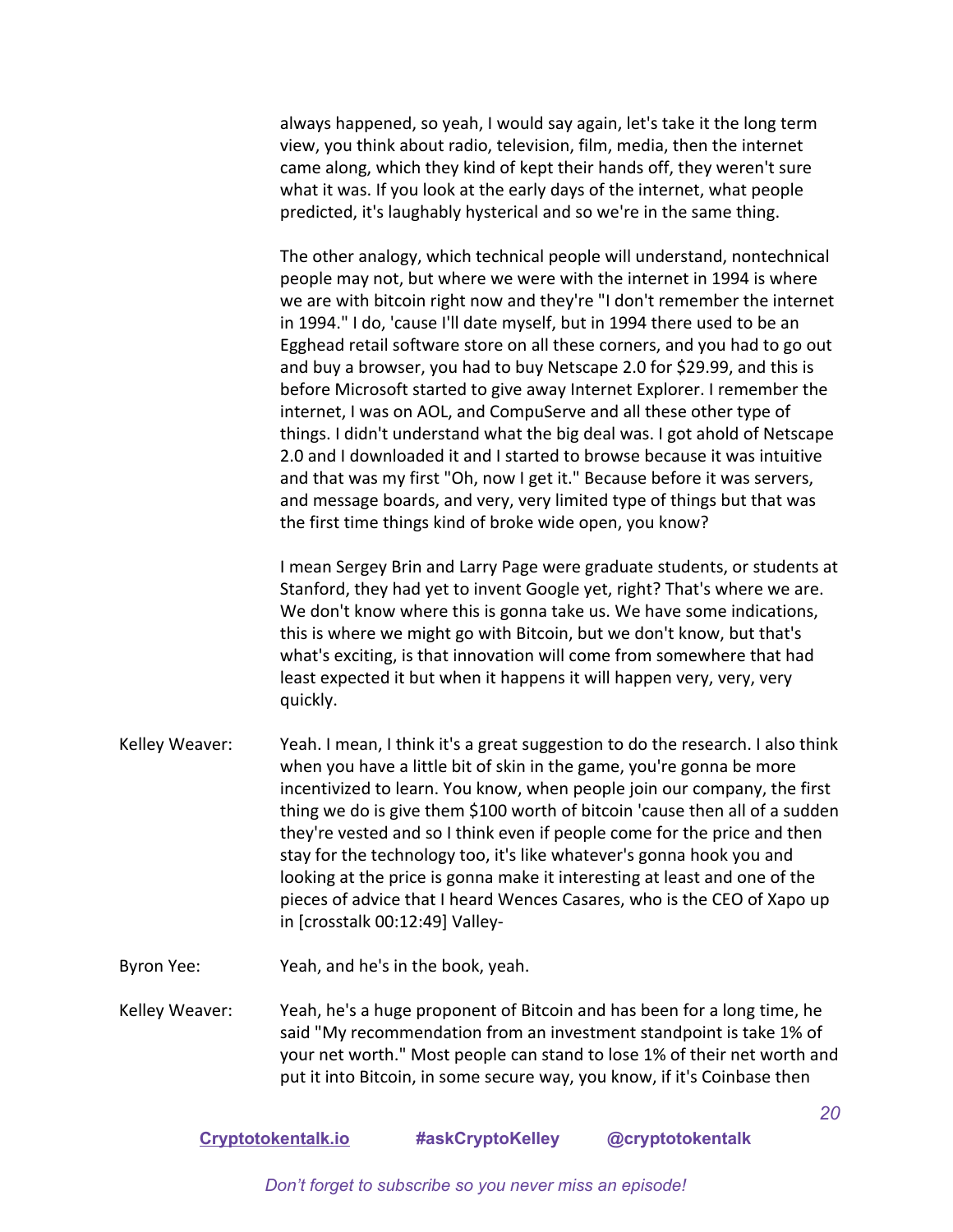always happened, so yeah, I would say again, let's take it the long term view, you think about radio, television, film, media, then the internet came along, which they kind of kept their hands off, they weren't sure what it was. If you look at the early days of the internet, what people predicted, it's laughably hysterical and so we're in the same thing.

The other analogy, which technical people will understand, nontechnical people may not, but where we were with the internet in 1994 is where we are with bitcoin right now and they're "I don't remember the internet in 1994." I do, 'cause I'll date myself, but in 1994 there used to be an Egghead retail software store on all these corners, and you had to go out and buy a browser, you had to buy Netscape 2.0 for $29.99, and this is before Microsoft started to give away Internet Explorer. I remember the internet, I was on AOL, and CompuServe and all these other type of things. I didn't understand what the big deal was. I got ahold of Netscape 2.0 and I downloaded it and I started to browse because it was intuitive and that was my first "Oh, now I get it." Because before it was servers, and message boards, and very, very limited type of things but that was the first time things kind of broke wide open, you know?

I mean Sergey Brin and Larry Page were graduate students, or students at Stanford, they had yet to invent Google yet, right? That's where we are. We don't know where this is gonna take us. We have some indications, this is where we might go with Bitcoin, but we don't know, but that's what's exciting, is that innovation will come from somewhere that had least expected it but when it happens it will happen very, very, very quickly.

**Kelley Weaver:** Yeah. I mean, I think it's a great suggestion to do the research. I also think when you have a little bit of skin in the game, you're gonna be more incentivized to learn. You know, when people join our company, the first thing we do is give them $100 worth of bitcoin 'cause then all of a sudden they're vested and so I think even if people come for the price and then stay for the technology too, it's like whatever's gonna hook you and looking at the price is gonna make it interesting at least and one of the pieces of advice that I heard Wences Casares, who is the CEO of Xapo up in [crosstalk 00:12:49] Valley-

**Byron Yee:** Yeah, and he's in the book, yeah.

**Kelley Weaver:** Yeah, he's a huge proponent of Bitcoin and has been for a long time, he said "My recommendation from an investment standpoint is take 1% of your net worth." Most people can stand to lose 1% of their net worth and put it into Bitcoin, in some secure way, you know, if it's Coinbase then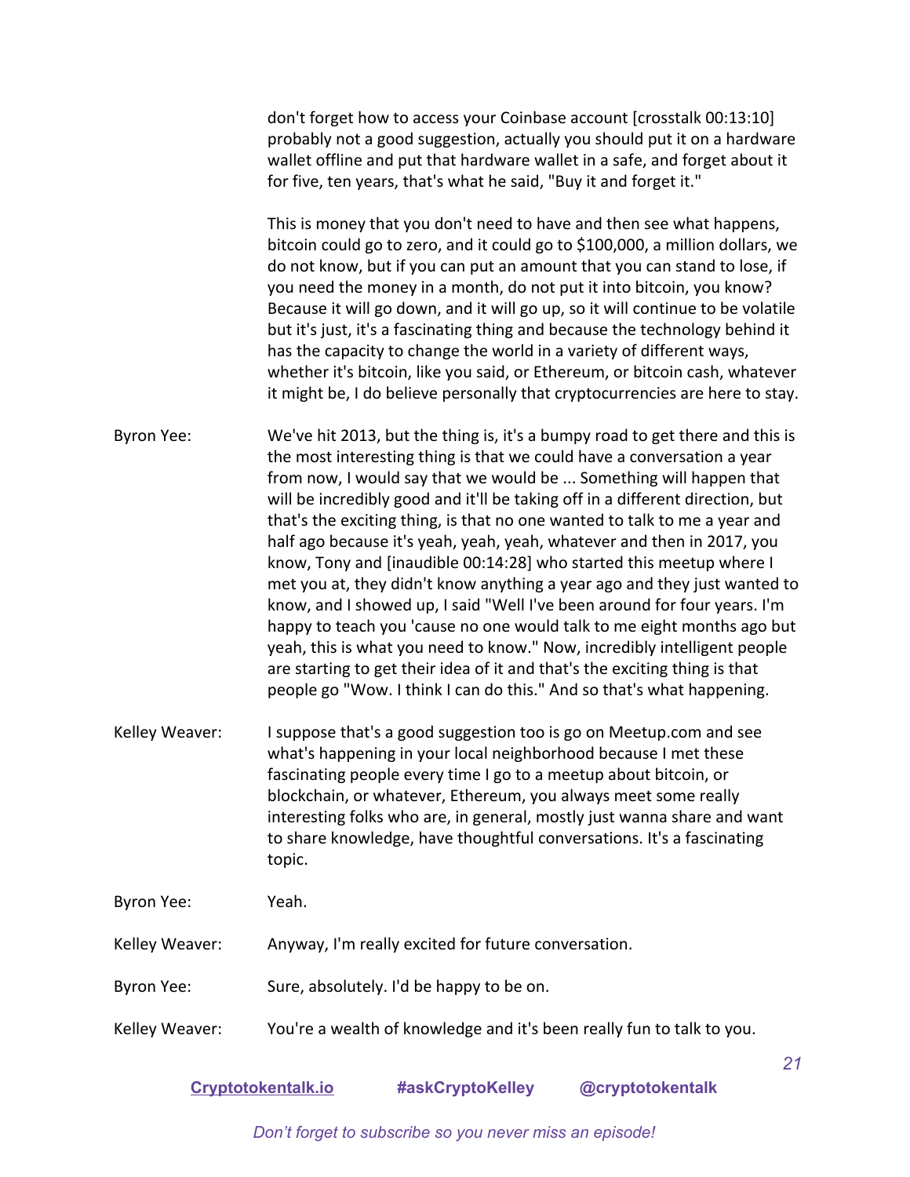don't forget how to access your Coinbase account [crosstalk 00:13:10] probably not a good suggestion, actually you should put it on a hardware wallet offline and put that hardware wallet in a safe, and forget about it for five, ten years, that's what he said, "Buy it and forget it."

This is money that you don't need to have and then see what happens, bitcoin could go to zero, and it could go to $100,000, a million dollars, we do not know, but if you can put an amount that you can stand to lose, if you need the money in a month, do not put it into bitcoin, you know? Because it will go down, and it will go up, so it will continue to be volatile but it's just, it's a fascinating thing and because the technology behind it has the capacity to change the world in a variety of different ways, whether it's bitcoin, like you said, or Ethereum, or bitcoin cash, whatever it might be, I do believe personally that cryptocurrencies are here to stay.

Byron Yee: We've hit 2013, but the thing is, it's a bumpy road to get there and this is the most interesting thing is that we could have a conversation a year from now, I would say that we would be ... Something will happen that will be incredibly good and it'll be taking off in a different direction, but that's the exciting thing, is that no one wanted to talk to me a year and half ago because it's yeah, yeah, yeah, whatever and then in 2017, you know, Tony and [inaudible 00:14:28] who started this meetup where I met you at, they didn't know anything a year ago and they just wanted to know, and I showed up, I said "Well I've been around for four years. I'm happy to teach you 'cause no one would talk to me eight months ago but yeah, this is what you need to know." Now, incredibly intelligent people are starting to get their idea of it and that's the exciting thing is that people go "Wow. I think I can do this." And so that's what happening.

Kelley Weaver: I suppose that's a good suggestion too is go on Meetup.com and see what's happening in your local neighborhood because I met these fascinating people every time I go to a meetup about bitcoin, or blockchain, or whatever, Ethereum, you always meet some really interesting folks who are, in general, mostly just wanna share and want to share knowledge, have thoughtful conversations. It's a fascinating topic.

Byron Yee: Yeah.

Kelley Weaver: Anyway, I'm really excited for future conversation.

Byron Yee: Sure, absolutely. I'd be happy to be on.

Kelley Weaver: You're a wealth of knowledge and it's been really fun to talk to you.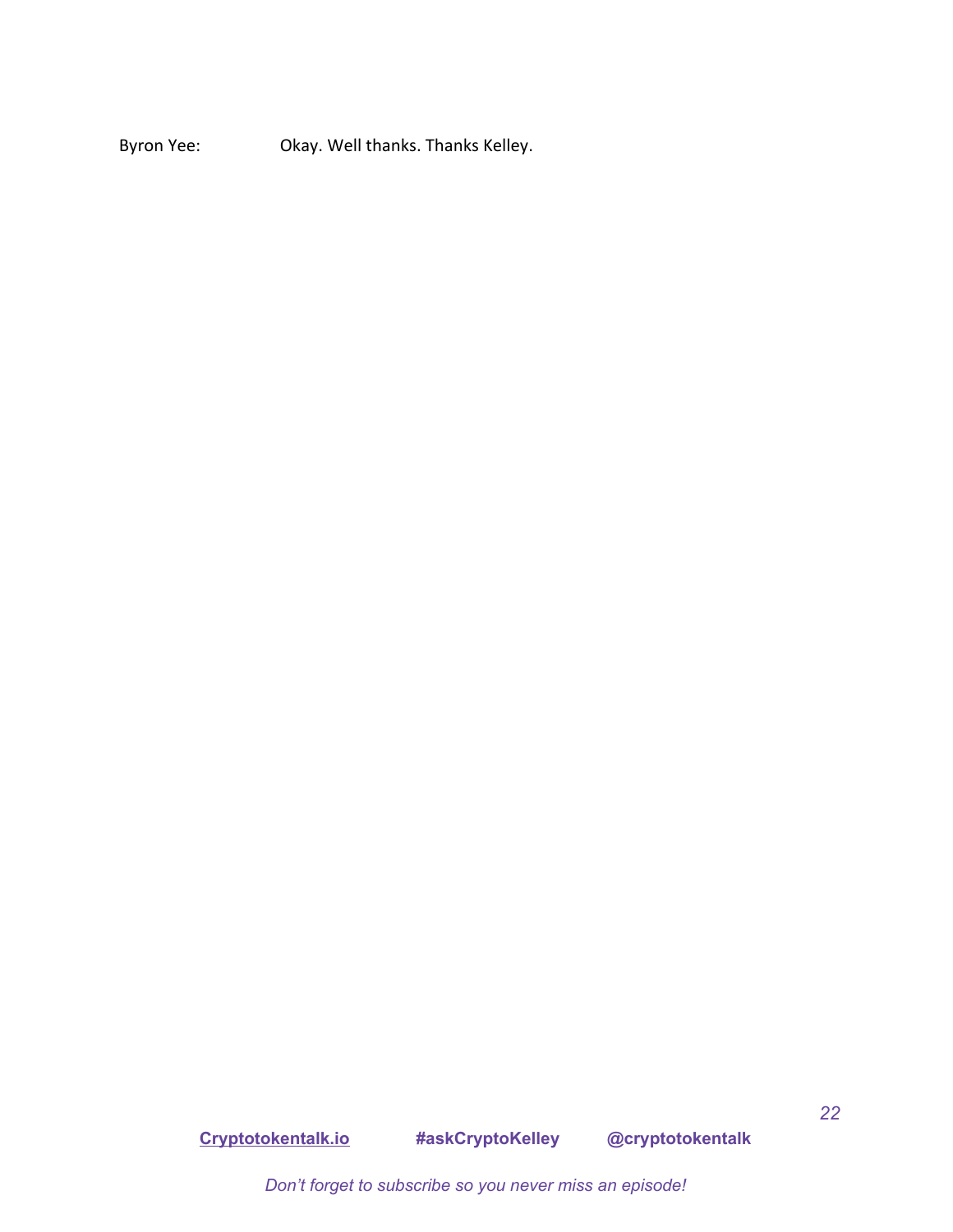Byron Yee: Okay. Well thanks. Thanks Kelley.